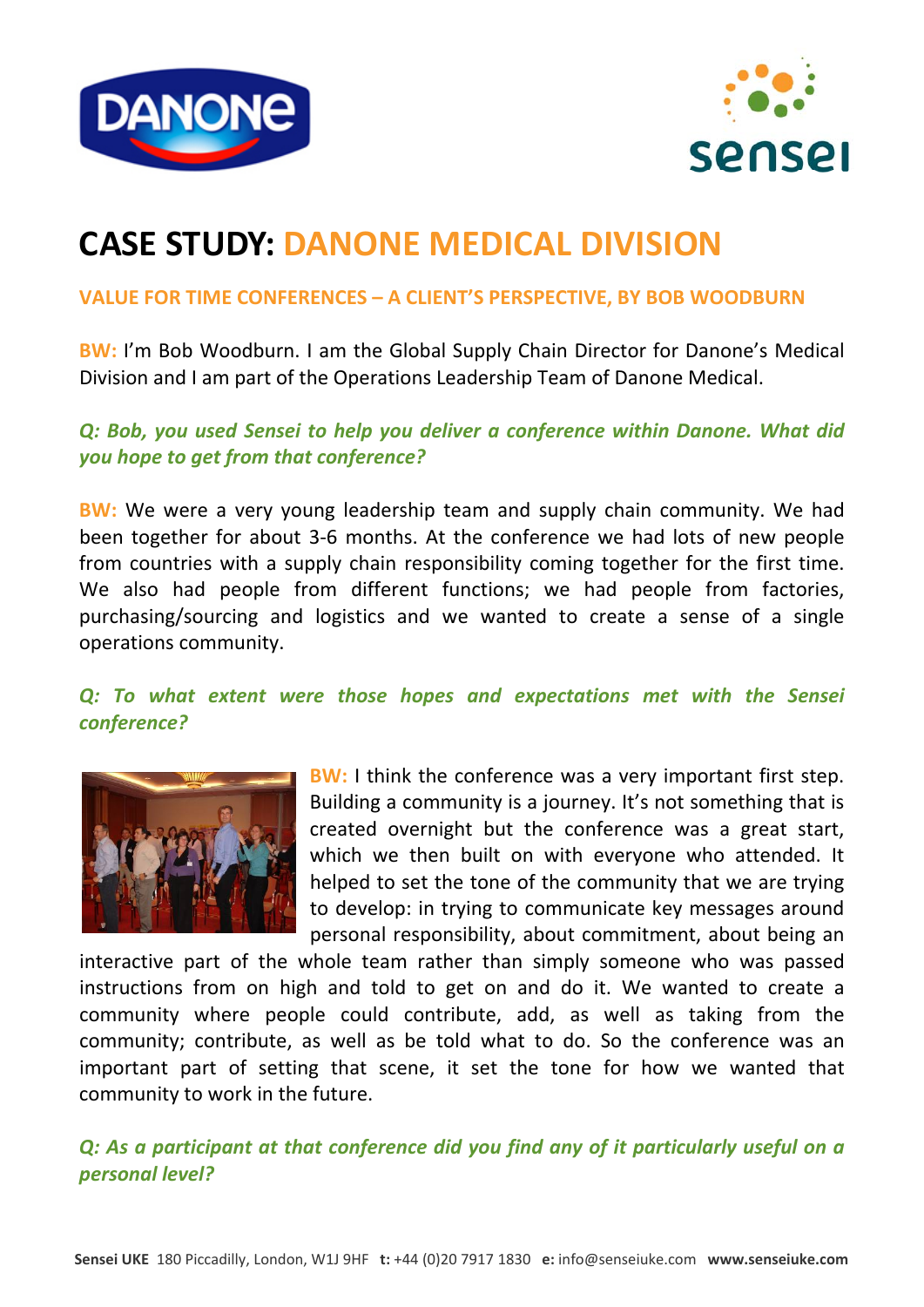# CASE STUDY: DANONE MEDICAL DIVISION

## VALUE FOR TIME CONFERENCES – A CLIENT'S PERSPECTIVE, BY BOB WOODBURN

**BW:** I'm Bob Woodburn. I am the Global Supply Chain Director for Danone's Medical Division and I am part of the Operations Leadership Team of Danone Medical.

***Q: Bob, you used Sensei to help you deliver a conference within Danone. What did you hope to get from that conference?***

**BW:** We were a very young leadership team and supply chain community. We had been together for about 3-6 months. At the conference we had lots of new people from countries with a supply chain responsibility coming together for the first time. We also had people from different functions; we had people from factories, purchasing/sourcing and logistics and we wanted to create a sense of a single operations community.

***Q: To what extent were those hopes and expectations met with the Sensei conference?***

**BW:** I think the conference was a very important first step. Building a community is a journey. It's not something that is created overnight but the conference was a great start, which we then built on with everyone who attended. It helped to set the tone of the community that we are trying to develop: in trying to communicate key messages around personal responsibility, about commitment, about being an interactive part of the whole team rather than simply someone who was passed instructions from on high and told to get on and do it. We wanted to create a community where people could contribute, add, as well as taking from the community; contribute, as well as be told what to do. So the conference was an important part of setting that scene, it set the tone for how we wanted that community to work in the future.

***Q: As a participant at that conference did you find any of it particularly useful on a personal level?***

**Sensei UKE** 180 Piccadilly, London, W1J 9HF **t:** +44 (0)20 7917 1830 **e:** info@senseiuke.com **www.senseiuke.com**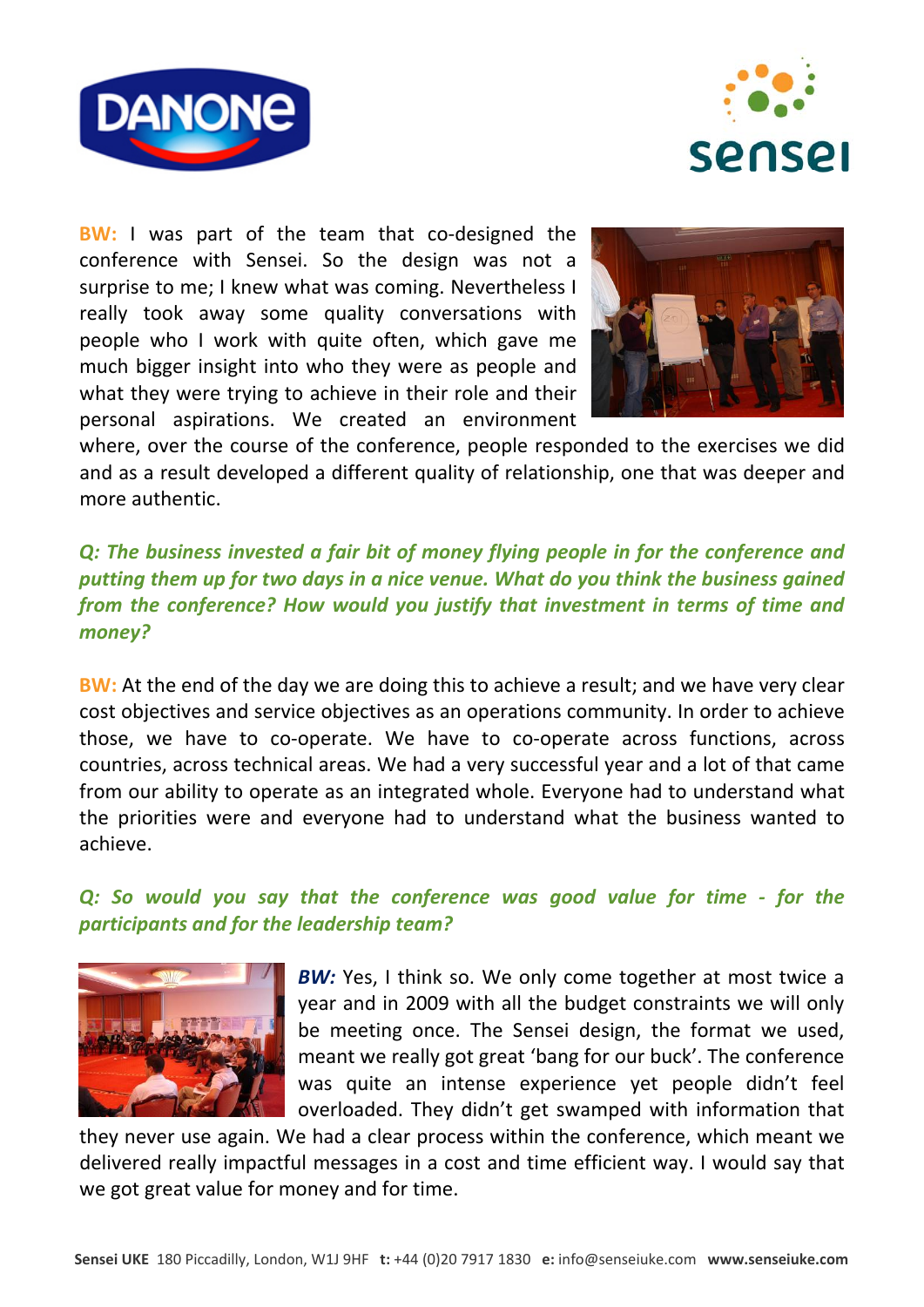**BW:** I was part of the team that co-designed the conference with Sensei. So the design was not a surprise to me; I knew what was coming. Nevertheless I really took away some quality conversations with people who I work with quite often, which gave me much bigger insight into who they were as people and what they were trying to achieve in their role and their personal aspirations. We created an environment where, over the course of the conference, people responded to the exercises we did and as a result developed a different quality of relationship, one that was deeper and more authentic.

***Q: The business invested a fair bit of money flying people in for the conference and putting them up for two days in a nice venue. What do you think the business gained from the conference? How would you justify that investment in terms of time and money?***

**BW:** At the end of the day we are doing this to achieve a result; and we have very clear cost objectives and service objectives as an operations community. In order to achieve those, we have to co-operate. We have to co-operate across functions, across countries, across technical areas. We had a very successful year and a lot of that came from our ability to operate as an integrated whole. Everyone had to understand what the priorities were and everyone had to understand what the business wanted to achieve.

***Q: So would you say that the conference was good value for time - for the participants and for the leadership team?***

***BW:*** Yes, I think so. We only come together at most twice a year and in 2009 with all the budget constraints we will only be meeting once. The Sensei design, the format we used, meant we really got great 'bang for our buck'. The conference was quite an intense experience yet people didn't feel overloaded. They didn't get swamped with information that they never use again. We had a clear process within the conference, which meant we delivered really impactful messages in a cost and time efficient way. I would say that we got great value for money and for time.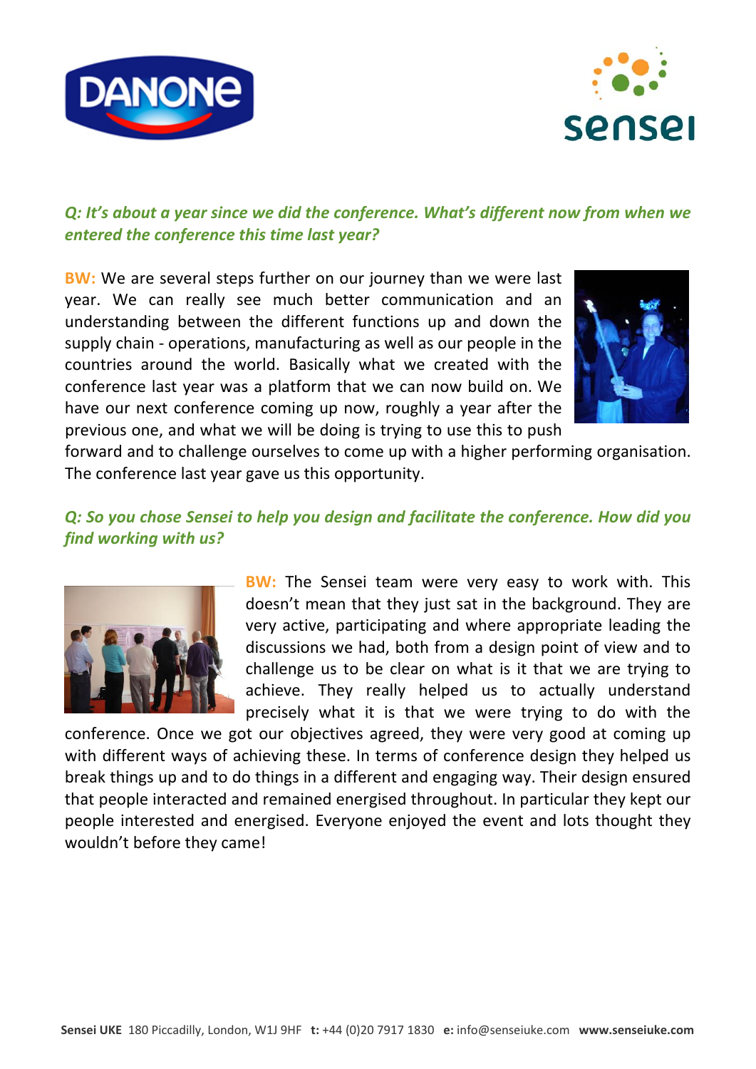***Q: It's about a year since we did the conference. What's different now from when we entered the conference this time last year?***

**BW:** We are several steps further on our journey than we were last year. We can really see much better communication and an understanding between the different functions up and down the supply chain - operations, manufacturing as well as our people in the countries around the world. Basically what we created with the conference last year was a platform that we can now build on. We have our next conference coming up now, roughly a year after the previous one, and what we will be doing is trying to use this to push forward and to challenge ourselves to come up with a higher performing organisation. The conference last year gave us this opportunity.

***Q: So you chose Sensei to help you design and facilitate the conference. How did you find working with us?***

**BW:** The Sensei team were very easy to work with. This doesn't mean that they just sat in the background. They are very active, participating and where appropriate leading the discussions we had, both from a design point of view and to challenge us to be clear on what is it that we are trying to achieve. They really helped us to actually understand precisely what it is that we were trying to do with the conference. Once we got our objectives agreed, they were very good at coming up with different ways of achieving these. In terms of conference design they helped us break things up and to do things in a different and engaging way. Their design ensured that people interacted and remained energised throughout. In particular they kept our people interested and energised. Everyone enjoyed the event and lots thought they wouldn't before they came!

**Sensei UKE** 180 Piccadilly, London, W1J 9HF **t:** +44 (0)20 7917 1830 **e:** info@senseiuke.com **www.senseiuke.com**